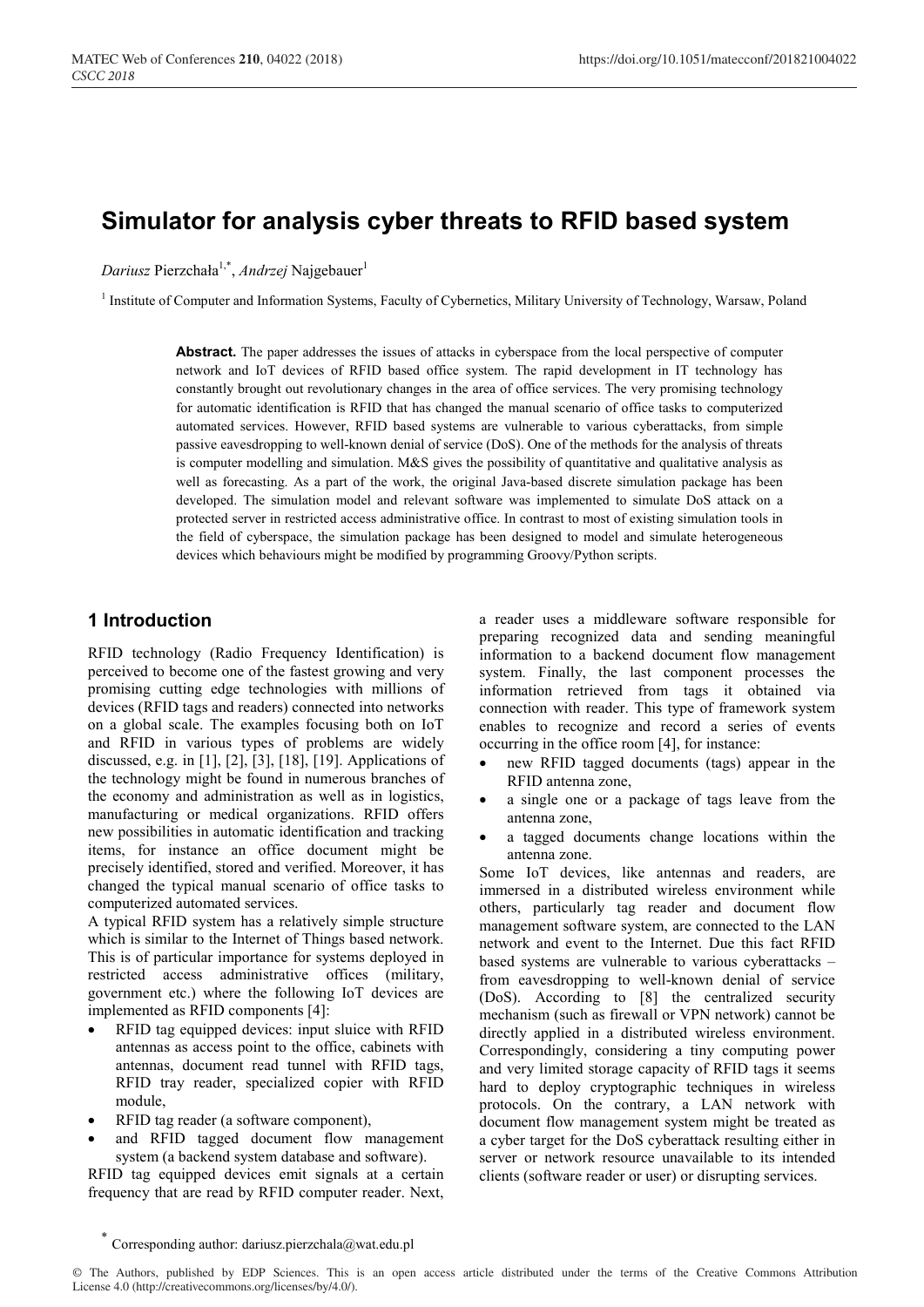# Simulator for analysis cyber threats to RFID based system

*Dariusz* Pierzchała[1,*], *Andrzej* Najgebauer[1]

[1] Institute of Computer and Information Systems, Faculty of Cybernetics, Military University of Technology, Warsaw, Poland

**Abstract.** The paper addresses the issues of attacks in cyberspace from the local perspective of computer network and IoT devices of RFID based office system. The rapid development in IT technology has constantly brought out revolutionary changes in the area of office services. The very promising technology for automatic identification is RFID that has changed the manual scenario of office tasks to computerized automated services. However, RFID based systems are vulnerable to various cyberattacks, from simple passive eavesdropping to well-known denial of service (DoS). One of the methods for the analysis of threats is computer modelling and simulation. M&S gives the possibility of quantitative and qualitative analysis as well as forecasting. As a part of the work, the original Java-based discrete simulation package has been developed. The simulation model and relevant software was implemented to simulate DoS attack on a protected server in restricted access administrative office. In contrast to most of existing simulation tools in the field of cyberspace, the simulation package has been designed to model and simulate heterogeneous devices which behaviours might be modified by programming Groovy/Python scripts.

## 1 Introduction

RFID technology (Radio Frequency Identification) is perceived to become one of the fastest growing and very promising cutting edge technologies with millions of devices (RFID tags and readers) connected into networks on a global scale. The examples focusing both on IoT and RFID in various types of problems are widely discussed, e.g. in [1], [2], [3], [18], [19]. Applications of the technology might be found in numerous branches of the economy and administration as well as in logistics, manufacturing or medical organizations. RFID offers new possibilities in automatic identification and tracking items, for instance an office document might be precisely identified, stored and verified. Moreover, it has changed the typical manual scenario of office tasks to computerized automated services.

A typical RFID system has a relatively simple structure which is similar to the Internet of Things based network. This is of particular importance for systems deployed in restricted access administrative offices (military, government etc.) where the following IoT devices are implemented as RFID components [4]:

- RFID tag equipped devices: input sluice with RFID antennas as access point to the office, cabinets with antennas, document read tunnel with RFID tags, RFID tray reader, specialized copier with RFID module,
- RFID tag reader (a software component),
- and RFID tagged document flow management system (a backend system database and software).

RFID tag equipped devices emit signals at a certain frequency that are read by RFID computer reader. Next, a reader uses a middleware software responsible for preparing recognized data and sending meaningful information to a backend document flow management system. Finally, the last component processes the information retrieved from tags it obtained via connection with reader. This type of framework system enables to recognize and record a series of events occurring in the office room [4], for instance:

- new RFID tagged documents (tags) appear in the RFID antenna zone,
- a single one or a package of tags leave from the antenna zone,
- a tagged documents change locations within the antenna zone.

Some IoT devices, like antennas and readers, are immersed in a distributed wireless environment while others, particularly tag reader and document flow management software system, are connected to the LAN network and event to the Internet. Due this fact RFID based systems are vulnerable to various cyberattacks – from eavesdropping to well-known denial of service (DoS). According to [8] the centralized security mechanism (such as firewall or VPN network) cannot be directly applied in a distributed wireless environment. Correspondingly, considering a tiny computing power and very limited storage capacity of RFID tags it seems hard to deploy cryptographic techniques in wireless protocols. On the contrary, a LAN network with document flow management system might be treated as a cyber target for the DoS cyberattack resulting either in server or network resource unavailable to its intended clients (software reader or user) or disrupting services.

[*] Corresponding author: dariusz.pierzchala@wat.edu.pl

© The Authors, published by EDP Sciences. This is an open access article distributed under the terms of the Creative Commons Attribution License 4.0 (http://creativecommons.org/licenses/by/4.0/).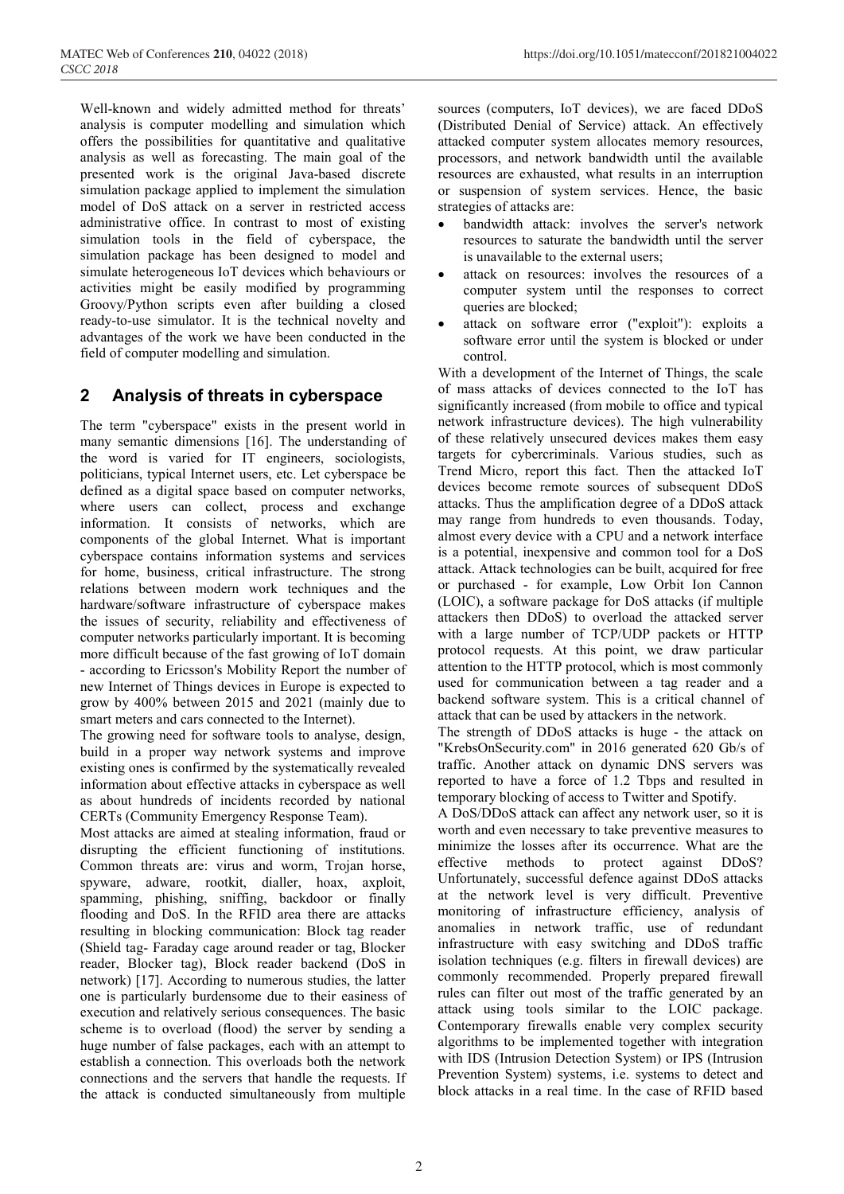Well-known and widely admitted method for threats' analysis is computer modelling and simulation which offers the possibilities for quantitative and qualitative analysis as well as forecasting. The main goal of the presented work is the original Java-based discrete simulation package applied to implement the simulation model of DoS attack on a server in restricted access administrative office. In contrast to most of existing simulation tools in the field of cyberspace, the simulation package has been designed to model and simulate heterogeneous IoT devices which behaviours or activities might be easily modified by programming Groovy/Python scripts even after building a closed ready-to-use simulator. It is the technical novelty and advantages of the work we have been conducted in the field of computer modelling and simulation.

## 2 Analysis of threats in cyberspace

The term "cyberspace" exists in the present world in many semantic dimensions [16]. The understanding of the word is varied for IT engineers, sociologists, politicians, typical Internet users, etc. Let cyberspace be defined as a digital space based on computer networks, where users can collect, process and exchange information. It consists of networks, which are components of the global Internet. What is important cyberspace contains information systems and services for home, business, critical infrastructure. The strong relations between modern work techniques and the hardware/software infrastructure of cyberspace makes the issues of security, reliability and effectiveness of computer networks particularly important. It is becoming more difficult because of the fast growing of IoT domain - according to Ericsson's Mobility Report the number of new Internet of Things devices in Europe is expected to grow by 400% between 2015 and 2021 (mainly due to smart meters and cars connected to the Internet).

The growing need for software tools to analyse, design, build in a proper way network systems and improve existing ones is confirmed by the systematically revealed information about effective attacks in cyberspace as well as about hundreds of incidents recorded by national CERTs (Community Emergency Response Team).

Most attacks are aimed at stealing information, fraud or disrupting the efficient functioning of institutions. Common threats are: virus and worm, Trojan horse, spyware, adware, rootkit, dialler, hoax, axploit, spamming, phishing, sniffing, backdoor or finally flooding and DoS. In the RFID area there are attacks resulting in blocking communication: Block tag reader (Shield tag- Faraday cage around reader or tag, Blocker reader, Blocker tag), Block reader backend (DoS in network) [17]. According to numerous studies, the latter one is particularly burdensome due to their easiness of execution and relatively serious consequences. The basic scheme is to overload (flood) the server by sending a huge number of false packages, each with an attempt to establish a connection. This overloads both the network connections and the servers that handle the requests. If the attack is conducted simultaneously from multiple sources (computers, IoT devices), we are faced DDoS (Distributed Denial of Service) attack. An effectively attacked computer system allocates memory resources, processors, and network bandwidth until the available resources are exhausted, what results in an interruption or suspension of system services. Hence, the basic strategies of attacks are:

- bandwidth attack: involves the server's network resources to saturate the bandwidth until the server is unavailable to the external users;
- attack on resources: involves the resources of a computer system until the responses to correct queries are blocked;
- attack on software error ("exploit"): exploits a software error until the system is blocked or under control.

With a development of the Internet of Things, the scale of mass attacks of devices connected to the IoT has significantly increased (from mobile to office and typical network infrastructure devices). The high vulnerability of these relatively unsecured devices makes them easy targets for cybercriminals. Various studies, such as Trend Micro, report this fact. Then the attacked IoT devices become remote sources of subsequent DDoS attacks. Thus the amplification degree of a DDoS attack may range from hundreds to even thousands. Today, almost every device with a CPU and a network interface is a potential, inexpensive and common tool for a DoS attack. Attack technologies can be built, acquired for free or purchased - for example, Low Orbit Ion Cannon (LOIC), a software package for DoS attacks (if multiple attackers then DDoS) to overload the attacked server with a large number of TCP/UDP packets or HTTP protocol requests. At this point, we draw particular attention to the HTTP protocol, which is most commonly used for communication between a tag reader and a backend software system. This is a critical channel of attack that can be used by attackers in the network.

The strength of DDoS attacks is huge - the attack on "KrebsOnSecurity.com" in 2016 generated 620 Gb/s of traffic. Another attack on dynamic DNS servers was reported to have a force of 1.2 Tbps and resulted in temporary blocking of access to Twitter and Spotify.

A DoS/DDoS attack can affect any network user, so it is worth and even necessary to take preventive measures to minimize the losses after its occurrence. What are the effective methods to protect against DDoS? Unfortunately, successful defence against DDoS attacks at the network level is very difficult. Preventive monitoring of infrastructure efficiency, analysis of anomalies in network traffic, use of redundant infrastructure with easy switching and DDoS traffic isolation techniques (e.g. filters in firewall devices) are commonly recommended. Properly prepared firewall rules can filter out most of the traffic generated by an attack using tools similar to the LOIC package. Contemporary firewalls enable very complex security algorithms to be implemented together with integration with IDS (Intrusion Detection System) or IPS (Intrusion Prevention System) systems, i.e. systems to detect and block attacks in a real time. In the case of RFID based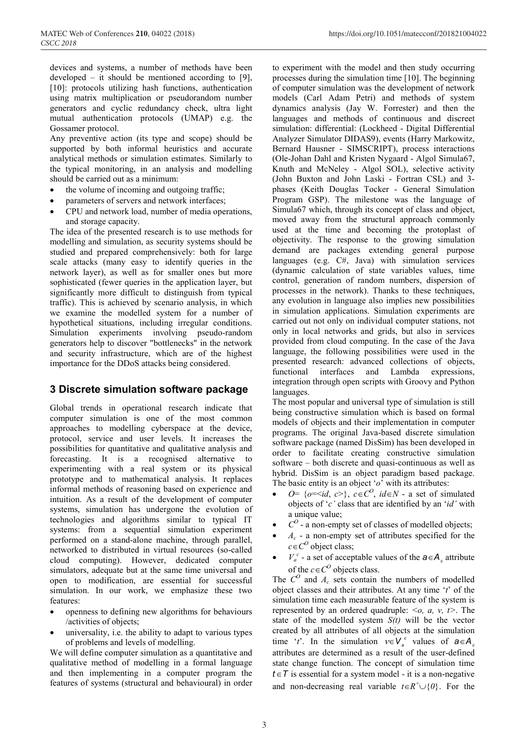devices and systems, a number of methods have been developed – it should be mentioned according to [9], [10]: protocols utilizing hash functions, authentication using matrix multiplication or pseudorandom number generators and cyclic redundancy check, ultra light mutual authentication protocols (UMAP) e.g. the Gossamer protocol.

Any preventive action (its type and scope) should be supported by both informal heuristics and accurate analytical methods or simulation estimates. Similarly to the typical monitoring, in an analysis and modelling should be carried out as a minimum:

- the volume of incoming and outgoing traffic;
- parameters of servers and network interfaces;
- CPU and network load, number of media operations, and storage capacity.

The idea of the presented research is to use methods for modelling and simulation, as security systems should be studied and prepared comprehensively: both for large scale attacks (many easy to identify queries in the network layer), as well as for smaller ones but more sophisticated (fewer queries in the application layer, but significantly more difficult to distinguish from typical traffic). This is achieved by scenario analysis, in which we examine the modelled system for a number of hypothetical situations, including irregular conditions. Simulation experiments involving pseudo-random generators help to discover "bottlenecks" in the network and security infrastructure, which are of the highest importance for the DDoS attacks being considered.

## 3 Discrete simulation software package

Global trends in operational research indicate that computer simulation is one of the most common approaches to modelling cyberspace at the device, protocol, service and user levels. It increases the possibilities for quantitative and qualitative analysis and forecasting. It is a recognised alternative to experimenting with a real system or its physical prototype and to mathematical analysis. It replaces informal methods of reasoning based on experience and intuition. As a result of the development of computer systems, simulation has undergone the evolution of technologies and algorithms similar to typical IT systems: from a sequential simulation experiment performed on a stand-alone machine, through parallel, networked to distributed in virtual resources (so-called cloud computing). However, dedicated computer simulators, adequate but at the same time universal and open to modification, are essential for successful simulation. In our work, we emphasize these two features:

- openness to defining new algorithms for behaviours /activities of objects;
- universality, i.e. the ability to adapt to various types of problems and levels of modelling.

We will define computer simulation as a quantitative and qualitative method of modelling in a formal language and then implementing in a computer program the features of systems (structural and behavioural) in order to experiment with the model and then study occurring processes during the simulation time [10]. The beginning of computer simulation was the development of network models (Carl Adam Petri) and methods of system dynamics analysis (Jay W. Forrester) and then the languages and methods of continuous and discreet simulation: differential: (Lockheed - Digital Differential Analyzer Simulator DIDAS9), events (Harry Markowitz, Bernard Hausner - SIMSCRIPT), process interactions (Ole-Johan Dahl and Kristen Nygaard - Algol Simula67, Knuth and McNeley - Algol SOL), selective activity (John Buxton and John Laski - Fortran CSL) and 3-phases (Keith Douglas Tocker - General Simulation Program GSP). The milestone was the language of Simula67 which, through its concept of class and object, moved away from the structural approach commonly used at the time and becoming the protoplast of objectivity. The response to the growing simulation demand are packages extending general purpose languages (e.g. C#, Java) with simulation services (dynamic calculation of state variables values, time control, generation of random numbers, dispersion of processes in the network). Thanks to these techniques, any evolution in language also implies new possibilities in simulation applications. Simulation experiments are carried out not only on individual computer stations, not only in local networks and grids, but also in services provided from cloud computing. In the case of the Java language, the following possibilities were used in the presented research: advanced collections of objects, functional interfaces and Lambda expressions, integration through open scripts with Groovy and Python languages.

The most popular and universal type of simulation is still being constructive simulation which is based on formal models of objects and their implementation in computer programs. The original Java-based discrete simulation software package (named DisSim) has been developed in order to facilitate creating constructive simulation software – both discrete and quasi-continuous as well as hybrid. DisSim is an object paradigm based package. The basic entity is an object '*o*' with its attributes:

- $O = \{o=<id, c>\}$, $c \in C^O$, $id \in N$ - a set of simulated objects of '*c*' class that are identified by an '*id*' with a unique value;
- $C^O$ - a non-empty set of classes of modelled objects;
- $A_c$ - a non-empty set of attributes specified for the $c \in C^O$ object class;
- $V_a^c$ - a set of acceptable values of the $a \in A_c$ attribute of the $c \in C^O$ objects class.

The $C^O$ and $A_c$ sets contain the numbers of modelled object classes and their attributes. At any time '*t*' of the simulation time each measurable feature of the system is represented by an ordered quadruple: $<o, a, v, t>$. The state of the modelled system $S(t)$ will be the vector created by all attributes of all objects at the simulation time '*t*'. In the simulation $v \in V_a^c$ values of $a \in A_c$ attributes are determined as a result of the user-defined state change function. The concept of simulation time $t \in T$ is essential for a system model - it is a non-negative and non-decreasing real variable $t \in R^+ \cup \{0\}$. For the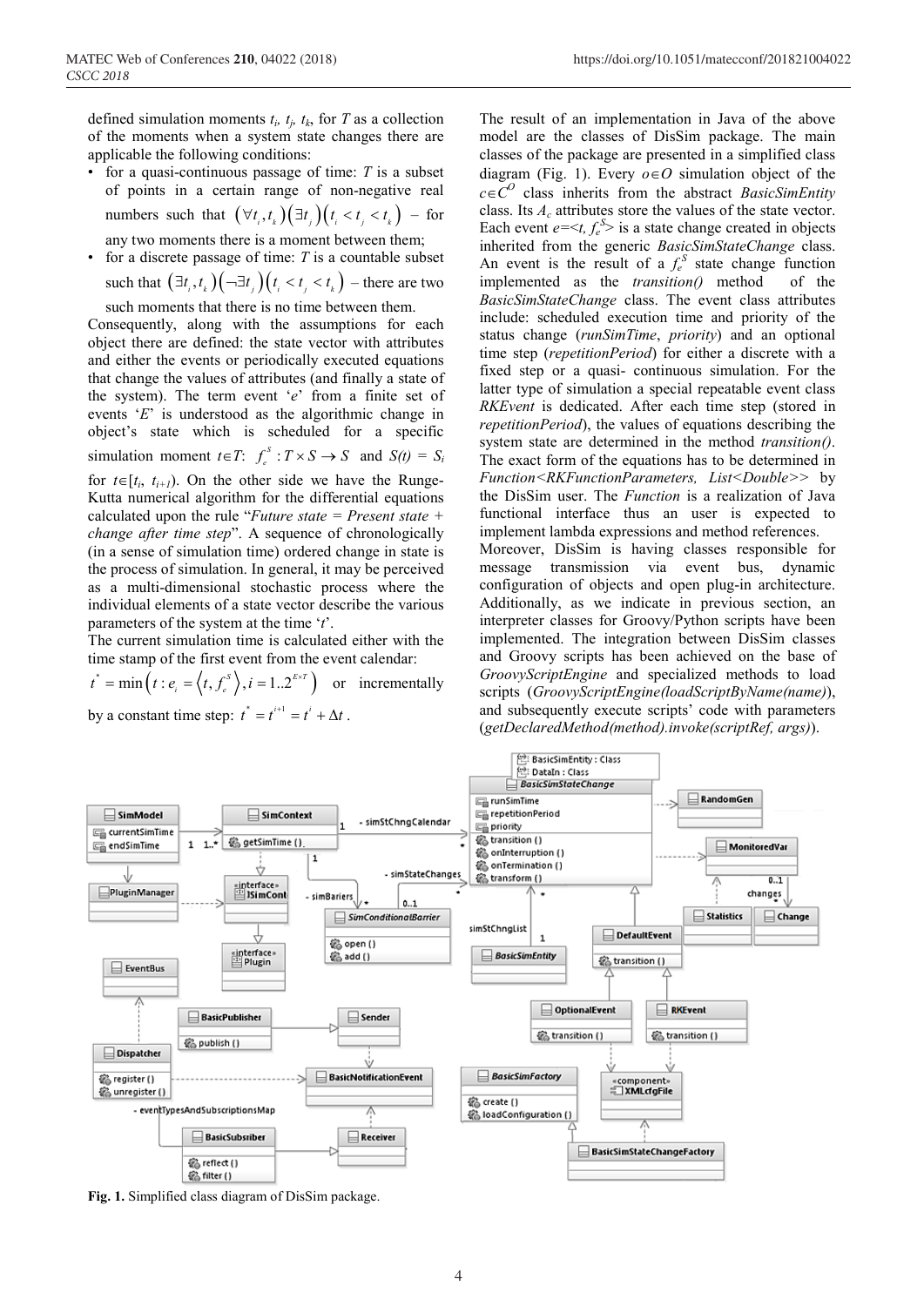defined simulation moments $t_i$, $t_j$, $t_k$, for $T$ as a collection of the moments when a system state changes there are applicable the following conditions:

- for a quasi-continuous passage of time: $T$ is a subset of points in a certain range of non-negative real numbers such that $(\forall t_i, t_k)(\exists t_j)(t_i < t_j < t_k)$ – for any two moments there is a moment between them;
- for a discrete passage of time: $T$ is a countable subset such that $(\exists t_i, t_k)(\neg\exists t_j)(t_i < t_j < t_k)$ – there are two such moments that there is no time between them.

Consequently, along with the assumptions for each object there are defined: the state vector with attributes and either the events or periodically executed equations that change the values of attributes (and finally a state of the system). The term event '$e$' from a finite set of events '$E$' is understood as the algorithmic change in object's state which is scheduled for a specific simulation moment $t \in T$: $f_e^S : T \times S \to S$ and $S(t) = S_i$ for $t \in [t_i, t_{i+1})$. On the other side we have the Runge-Kutta numerical algorithm for the differential equations calculated upon the rule "*Future state = Present state + change after time step*". A sequence of chronologically (in a sense of simulation time) ordered change in state is the process of simulation. In general, it may be perceived as a multi-dimensional stochastic process where the individual elements of a state vector describe the various parameters of the system at the time '$t$'.

The current simulation time is calculated either with the time stamp of the first event from the event calendar: $t^* = \min\left(t : e_i = \left\langle t, f_e^S \right\rangle, i = 1..2^{E \times T}\right)$ or incrementally by a constant time step: $t^* = t^{i+1} = t^i + \Delta t$.

The result of an implementation in Java of the above model are the classes of DisSim package. The main classes of the package are presented in a simplified class diagram (Fig. 1). Every $o \in O$ simulation object of the $c \in C^O$ class inherits from the abstract *BasicSimEntity* class. Its $A_c$ attributes store the values of the state vector. Each event $e = \langle t, f_e^S \rangle$ is a state change created in objects inherited from the generic *BasicSimStateChange* class. An event is the result of a $f_e^S$ state change function implemented as the *transition()* method of the *BasicSimStateChange* class. The event class attributes include: scheduled execution time and priority of the status change (*runSimTime*, *priority*) and an optional time step (*repetitionPeriod*) for either a discrete with a fixed step or a quasi- continuous simulation. For the latter type of simulation a special repeatable event class *RKEvent* is dedicated. After each time step (stored in *repetitionPeriod*), the values of equations describing the system state are determined in the method *transition()*. The exact form of the equations has to be determined in *Function<RKFunctionParameters, List<Double>>* by the DisSim user. The *Function* is a realization of Java functional interface thus an user is expected to implement lambda expressions and method references.

Moreover, DisSim is having classes responsible for message transmission via event bus, dynamic configuration of objects and open plug-in architecture. Additionally, as we indicate in previous section, an interpreter classes for Groovy/Python scripts have been implemented. The integration between DisSim classes and Groovy scripts has been achieved on the base of *GroovyScriptEngine* and specialized methods to load scripts (*GroovyScriptEngine(loadScriptByName(name)*), and subsequently execute scripts' code with parameters (*getDeclaredMethod(method).invoke(scriptRef, args)*).

**Fig. 1.** Simplified class diagram of DisSim package.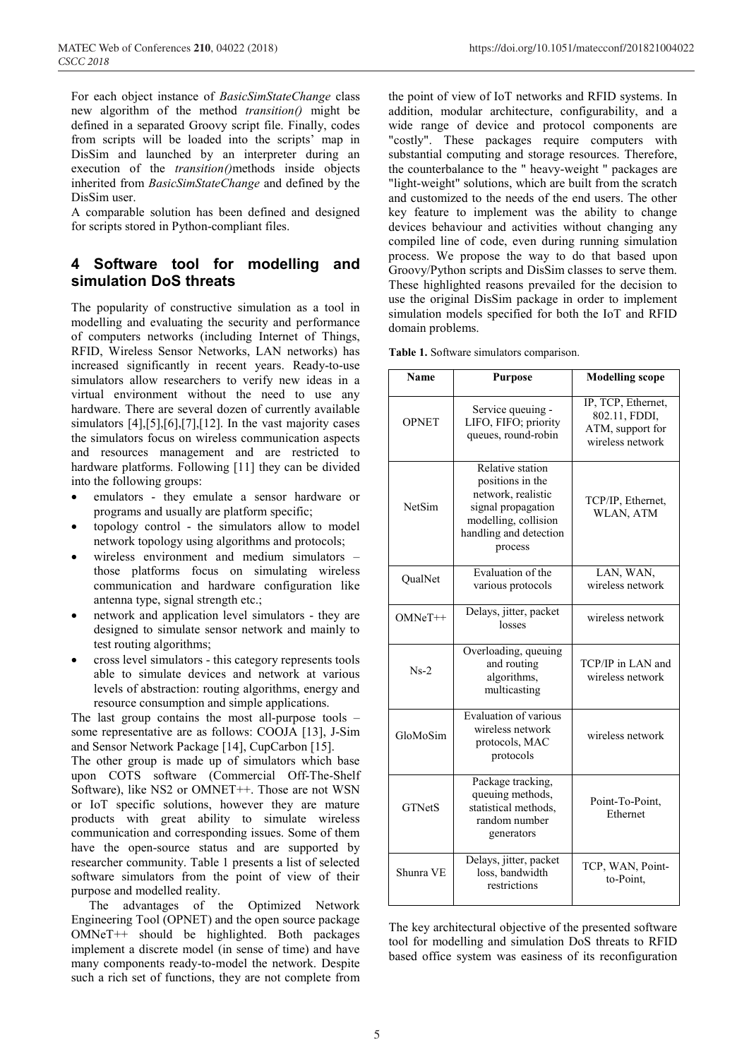For each object instance of *BasicSimStateChange* class new algorithm of the method *transition()* might be defined in a separated Groovy script file. Finally, codes from scripts will be loaded into the scripts' map in DisSim and launched by an interpreter during an execution of the *transition()*methods inside objects inherited from *BasicSimStateChange* and defined by the DisSim user.

A comparable solution has been defined and designed for scripts stored in Python-compliant files.

## 4 Software tool for modelling and simulation DoS threats

The popularity of constructive simulation as a tool in modelling and evaluating the security and performance of computers networks (including Internet of Things, RFID, Wireless Sensor Networks, LAN networks) has increased significantly in recent years. Ready-to-use simulators allow researchers to verify new ideas in a virtual environment without the need to use any hardware. There are several dozen of currently available simulators [4],[5],[6],[7],[12]. In the vast majority cases the simulators focus on wireless communication aspects and resources management and are restricted to hardware platforms. Following [11] they can be divided into the following groups:

- emulators - they emulate a sensor hardware or programs and usually are platform specific;
- topology control - the simulators allow to model network topology using algorithms and protocols;
- wireless environment and medium simulators – those platforms focus on simulating wireless communication and hardware configuration like antenna type, signal strength etc.;
- network and application level simulators - they are designed to simulate sensor network and mainly to test routing algorithms;
- cross level simulators - this category represents tools able to simulate devices and network at various levels of abstraction: routing algorithms, energy and resource consumption and simple applications.

The last group contains the most all-purpose tools – some representative are as follows: COOJA [13], J-Sim and Sensor Network Package [14], CupCarbon [15].

The other group is made up of simulators which base upon COTS software (Commercial Off-The-Shelf Software), like NS2 or OMNET++. Those are not WSN or IoT specific solutions, however they are mature products with great ability to simulate wireless communication and corresponding issues. Some of them have the open-source status and are supported by researcher community. Table 1 presents a list of selected software simulators from the point of view of their purpose and modelled reality.

The advantages of the Optimized Network Engineering Tool (OPNET) and the open source package OMNeT++ should be highlighted. Both packages implement a discrete model (in sense of time) and have many components ready-to-model the network. Despite such a rich set of functions, they are not complete from the point of view of IoT networks and RFID systems. In addition, modular architecture, configurability, and a wide range of device and protocol components are "costly". These packages require computers with substantial computing and storage resources. Therefore, the counterbalance to the " heavy-weight " packages are "light-weight" solutions, which are built from the scratch and customized to the needs of the end users. The other key feature to implement was the ability to change devices behaviour and activities without changing any compiled line of code, even during running simulation process. We propose the way to do that based upon Groovy/Python scripts and DisSim classes to serve them. These highlighted reasons prevailed for the decision to use the original DisSim package in order to implement simulation models specified for both the IoT and RFID domain problems.

**Table 1.** Software simulators comparison.

| Name | Purpose | Modelling scope |
|---|---|---|
| OPNET | Service queuing - LIFO, FIFO; priority queues, round-robin | IP, TCP, Ethernet, 802.11, FDDI, ATM, support for wireless network |
| NetSim | Relative station positions in the network, realistic signal propagation modelling, collision handling and detection process | TCP/IP, Ethernet, WLAN, ATM |
| QualNet | Evaluation of the various protocols | LAN, WAN, wireless network |
| OMNeT++ | Delays, jitter, packet losses | wireless network |
| Ns-2 | Overloading, queuing and routing algorithms, multicasting | TCP/IP in LAN and wireless network |
| GloMoSim | Evaluation of various wireless network protocols, MAC protocols | wireless network |
| GTNetS | Package tracking, queuing methods, statistical methods, random number generators | Point-To-Point, Ethernet |
| Shunra VE | Delays, jitter, packet loss, bandwidth restrictions | TCP, WAN, Point-to-Point, |

The key architectural objective of the presented software tool for modelling and simulation DoS threats to RFID based office system was easiness of its reconfiguration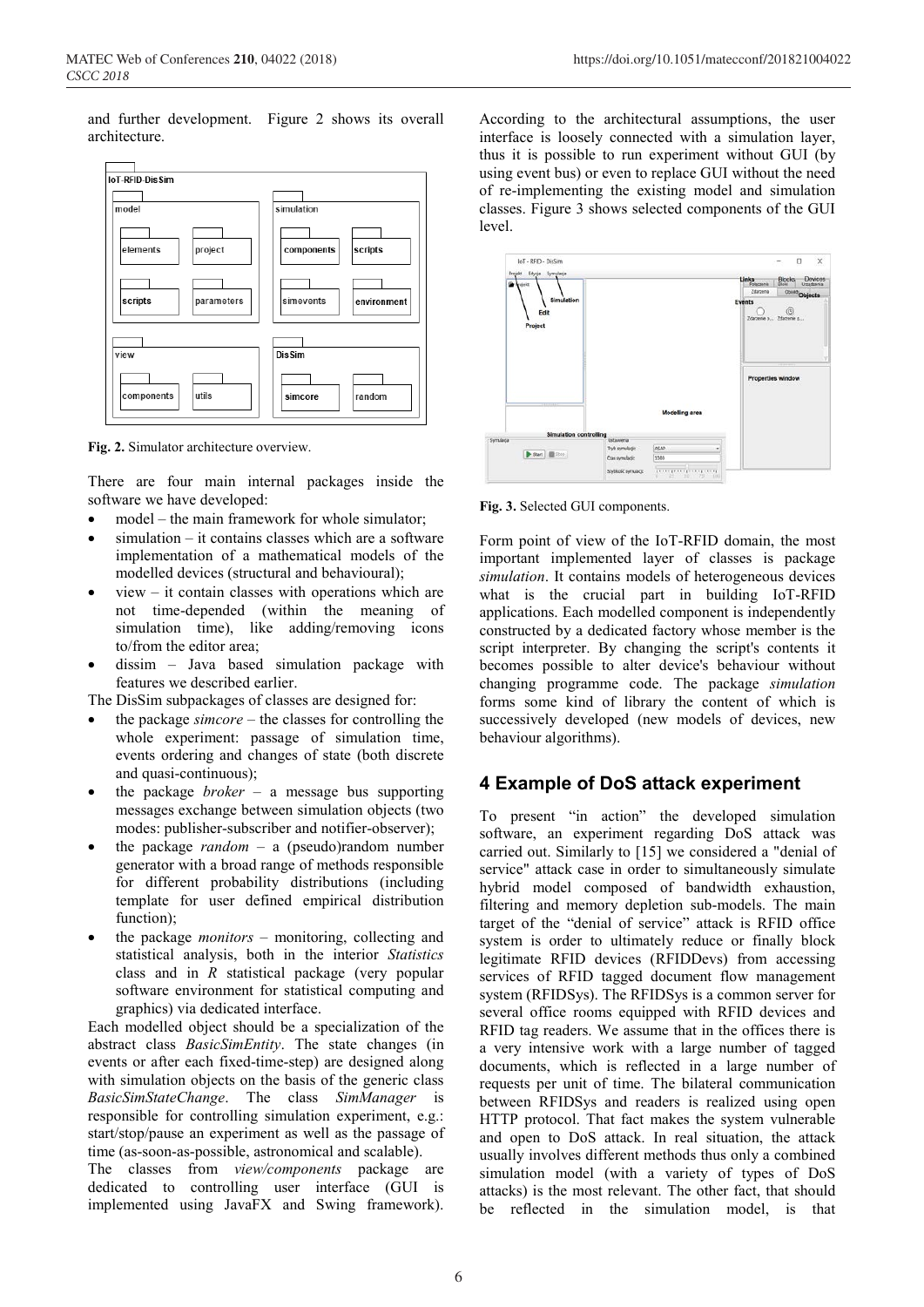and further development. Figure 2 shows its overall architecture.

Fig. 2. Simulator architecture overview.

There are four main internal packages inside the software we have developed:

- model – the main framework for whole simulator;
- simulation – it contains classes which are a software implementation of a mathematical models of the modelled devices (structural and behavioural);
- view – it contain classes with operations which are not time-depended (within the meaning of simulation time), like adding/removing icons to/from the editor area;
- dissim – Java based simulation package with features we described earlier.

The DisSim subpackages of classes are designed for:

- the package *simcore* – the classes for controlling the whole experiment: passage of simulation time, events ordering and changes of state (both discrete and quasi-continuous);
- the package *broker* – a message bus supporting messages exchange between simulation objects (two modes: publisher-subscriber and notifier-observer);
- the package *random* – a (pseudo)random number generator with a broad range of methods responsible for different probability distributions (including template for user defined empirical distribution function);
- the package *monitors* – monitoring, collecting and statistical analysis, both in the interior *Statistics* class and in *R* statistical package (very popular software environment for statistical computing and graphics) via dedicated interface.

Each modelled object should be a specialization of the abstract class *BasicSimEntity*. The state changes (in events or after each fixed-time-step) are designed along with simulation objects on the basis of the generic class *BasicSimStateChange*. The class *SimManager* is responsible for controlling simulation experiment, e.g.: start/stop/pause an experiment as well as the passage of time (as-soon-as-possible, astronomical and scalable).

The classes from *view/components* package are dedicated to controlling user interface (GUI is implemented using JavaFX and Swing framework). According to the architectural assumptions, the user interface is loosely connected with a simulation layer, thus it is possible to run experiment without GUI (by using event bus) or even to replace GUI without the need of re-implementing the existing model and simulation classes. Figure 3 shows selected components of the GUI level.

Fig. 3. Selected GUI components.

Form point of view of the IoT-RFID domain, the most important implemented layer of classes is package *simulation*. It contains models of heterogeneous devices what is the crucial part in building IoT-RFID applications. Each modelled component is independently constructed by a dedicated factory whose member is the script interpreter. By changing the script's contents it becomes possible to alter device's behaviour without changing programme code. The package *simulation* forms some kind of library the content of which is successively developed (new models of devices, new behaviour algorithms).

## 4 Example of DoS attack experiment

To present "in action" the developed simulation software, an experiment regarding DoS attack was carried out. Similarly to [15] we considered a "denial of service" attack case in order to simultaneously simulate hybrid model composed of bandwidth exhaustion, filtering and memory depletion sub-models. The main target of the "denial of service" attack is RFID office system is order to ultimately reduce or finally block legitimate RFID devices (RFIDDevs) from accessing services of RFID tagged document flow management system (RFIDSys). The RFIDSys is a common server for several office rooms equipped with RFID devices and RFID tag readers. We assume that in the offices there is a very intensive work with a large number of tagged documents, which is reflected in a large number of requests per unit of time. The bilateral communication between RFIDSys and readers is realized using open HTTP protocol. That fact makes the system vulnerable and open to DoS attack. In real situation, the attack usually involves different methods thus only a combined simulation model (with a variety of types of DoS attacks) is the most relevant. The other fact, that should be reflected in the simulation model, is that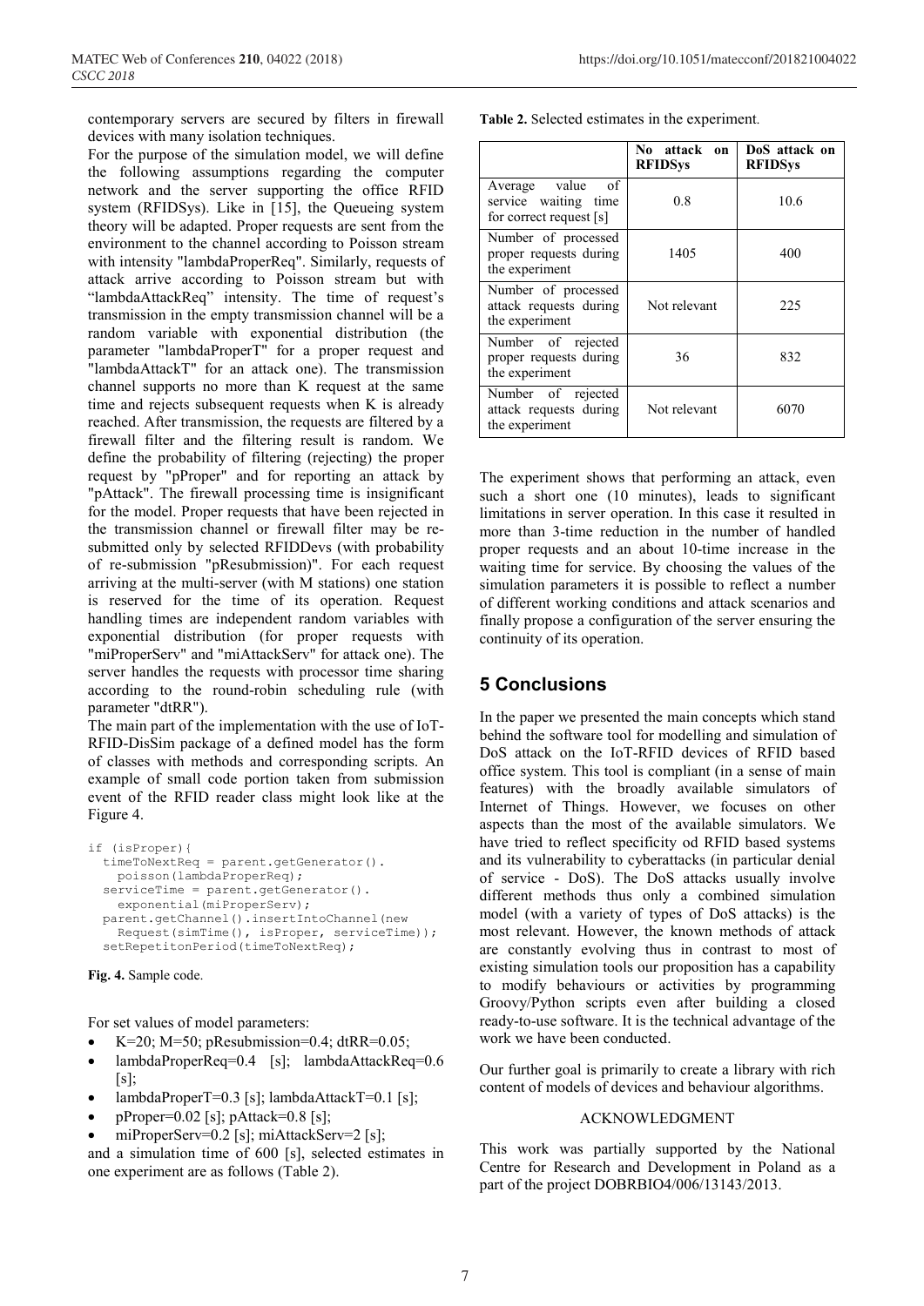contemporary servers are secured by filters in firewall devices with many isolation techniques.

For the purpose of the simulation model, we will define the following assumptions regarding the computer network and the server supporting the office RFID system (RFIDSys). Like in [15], the Queueing system theory will be adapted. Proper requests are sent from the environment to the channel according to Poisson stream with intensity "lambdaProperReq". Similarly, requests of attack arrive according to Poisson stream but with "lambdaAttackReq" intensity. The time of request's transmission in the empty transmission channel will be a random variable with exponential distribution (the parameter "lambdaProperT" for a proper request and "lambdaAttackT" for an attack one). The transmission channel supports no more than K request at the same time and rejects subsequent requests when K is already reached. After transmission, the requests are filtered by a firewall filter and the filtering result is random. We define the probability of filtering (rejecting) the proper request by "pProper" and for reporting an attack by "pAttack". The firewall processing time is insignificant for the model. Proper requests that have been rejected in the transmission channel or firewall filter may be re-submitted only by selected RFIDDevs (with probability of re-submission "pResubmission)". For each request arriving at the multi-server (with M stations) one station is reserved for the time of its operation. Request handling times are independent random variables with exponential distribution (for proper requests with "miProperServ" and "miAttackServ" for attack one). The server handles the requests with processor time sharing according to the round-robin scheduling rule (with parameter "dtRR").

The main part of the implementation with the use of IoT-RFID-DisSim package of a defined model has the form of classes with methods and corresponding scripts. An example of small code portion taken from submission event of the RFID reader class might look like at the Figure 4.

```
if (isProper){
  timeToNextReq = parent.getGenerator().
    poisson(lambdaProperReq);
  serviceTime = parent.getGenerator().
    exponential(miProperServ);
  parent.getChannel().insertIntoChannel(new
    Request(simTime(), isProper, serviceTime));
  setRepetitonPeriod(timeToNextReq);
```

**Fig. 4.** Sample code.

For set values of model parameters:

- K=20; M=50; pResubmission=0.4; dtRR=0.05;
- lambdaProperReq=0.4 [s]; lambdaAttackReq=0.6 [s];
- lambdaProperT=0.3 [s]; lambdaAttackT=0.1 [s];
- pProper=0.02 [s]; pAttack=0.8 [s];
- miProperServ=0.2 [s]; miAttackServ=2 [s];

and a simulation time of 600 [s], selected estimates in one experiment are as follows (Table 2).

**Table 2.** Selected estimates in the experiment.

| | No attack on RFIDSys | DoS attack on RFIDSys |
|---|---|---|
| Average value of service waiting time for correct request [s] | 0.8 | 10.6 |
| Number of processed proper requests during the experiment | 1405 | 400 |
| Number of processed attack requests during the experiment | Not relevant | 225 |
| Number of rejected proper requests during the experiment | 36 | 832 |
| Number of rejected attack requests during the experiment | Not relevant | 6070 |

The experiment shows that performing an attack, even such a short one (10 minutes), leads to significant limitations in server operation. In this case it resulted in more than 3-time reduction in the number of handled proper requests and an about 10-time increase in the waiting time for service. By choosing the values of the simulation parameters it is possible to reflect a number of different working conditions and attack scenarios and finally propose a configuration of the server ensuring the continuity of its operation.

## 5 Conclusions

In the paper we presented the main concepts which stand behind the software tool for modelling and simulation of DoS attack on the IoT-RFID devices of RFID based office system. This tool is compliant (in a sense of main features) with the broadly available simulators of Internet of Things. However, we focuses on other aspects than the most of the available simulators. We have tried to reflect specificity od RFID based systems and its vulnerability to cyberattacks (in particular denial of service - DoS). The DoS attacks usually involve different methods thus only a combined simulation model (with a variety of types of DoS attacks) is the most relevant. However, the known methods of attack are constantly evolving thus in contrast to most of existing simulation tools our proposition has a capability to modify behaviours or activities by programming Groovy/Python scripts even after building a closed ready-to-use software. It is the technical advantage of the work we have been conducted.

Our further goal is primarily to create a library with rich content of models of devices and behaviour algorithms.

ACKNOWLEDGMENT

This work was partially supported by the National Centre for Research and Development in Poland as a part of the project DOBRBIO4/006/13143/2013.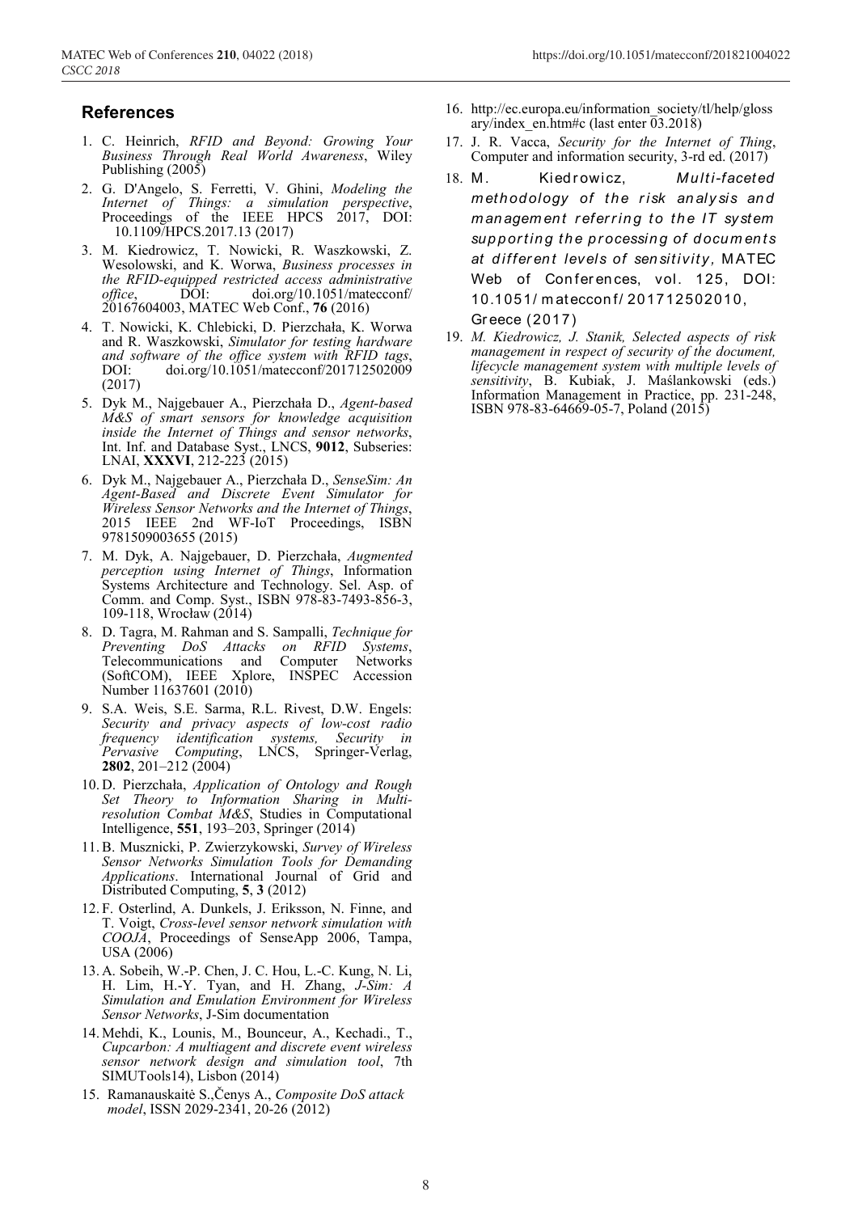## References

1. C. Heinrich, *RFID and Beyond: Growing Your Business Through Real World Awareness*, Wiley Publishing (2005)
2. G. D'Angelo, S. Ferretti, V. Ghini, *Modeling the Internet of Things: a simulation perspective*, Proceedings of the IEEE HPCS 2017, DOI: 10.1109/HPCS.2017.13 (2017)
3. M. Kiedrowicz, T. Nowicki, R. Waszkowski, Z. Wesolowski, and K. Worwa, *Business processes in the RFID-equipped restricted access administrative office*, DOI: doi.org/10.1051/matecconf/ 20167604003, MATEC Web Conf., **76** (2016)
4. T. Nowicki, K. Chlebicki, D. Pierzchała, K. Worwa and R. Waszkowski, *Simulator for testing hardware and software of the office system with RFID tags*, DOI: doi.org/10.1051/matecconf/201712502009 (2017)
5. Dyk M., Najgebauer A., Pierzchała D., *Agent-based M&S of smart sensors for knowledge acquisition inside the Internet of Things and sensor networks*, Int. Inf. and Database Syst., LNCS, **9012**, Subseries: LNAI, **XXXVI**, 212-223 (2015)
6. Dyk M., Najgebauer A., Pierzchała D., *SenseSim: An Agent-Based and Discrete Event Simulator for Wireless Sensor Networks and the Internet of Things*, 2015 IEEE 2nd WF-IoT Proceedings, ISBN 9781509003655 (2015)
7. M. Dyk, A. Najgebauer, D. Pierzchała, *Augmented perception using Internet of Things*, Information Systems Architecture and Technology. Sel. Asp. of Comm. and Comp. Syst., ISBN 978-83-7493-856-3, 109-118, Wrocław (2014)
8. D. Tagra, M. Rahman and S. Sampalli, *Technique for Preventing DoS Attacks on RFID Systems*, Telecommunications and Computer Networks (SoftCOM), IEEE Xplore, INSPEC Accession Number 11637601 (2010)
9. S.A. Weis, S.E. Sarma, R.L. Rivest, D.W. Engels: *Security and privacy aspects of low-cost radio frequency identification systems, Security in Pervasive Computing*, LNCS, Springer-Verlag, **2802**, 201–212 (2004)
10. D. Pierzchała, *Application of Ontology and Rough Set Theory to Information Sharing in Multi-resolution Combat M&S*, Studies in Computational Intelligence, **551**, 193–203, Springer (2014)
11. B. Musznicki, P. Zwierzykowski, *Survey of Wireless Sensor Networks Simulation Tools for Demanding Applications*. International Journal of Grid and Distributed Computing, **5**, **3** (2012)
12. F. Osterlind, A. Dunkels, J. Eriksson, N. Finne, and T. Voigt, *Cross-level sensor network simulation with COOJA*, Proceedings of SenseApp 2006, Tampa, USA (2006)
13. A. Sobeih, W.-P. Chen, J. C. Hou, L.-C. Kung, N. Li, H. Lim, H.-Y. Tyan, and H. Zhang, *J-Sim: A Simulation and Emulation Environment for Wireless Sensor Networks*, J-Sim documentation
14. Mehdi, K., Lounis, M., Bounceur, A., Kechadi., T., *Cupcarbon: A multiagent and discrete event wireless sensor network design and simulation tool*, 7th SIMUTools14), Lisbon (2014)
15. Ramanauskaitė S.,Čenys A., *Composite DoS attack model*, ISSN 2029-2341, 20-26 (2012)
16. http://ec.europa.eu/information_society/tl/help/glossary/index_en.htm#c (last enter 03.2018)
17. J. R. Vacca, *Security for the Internet of Thing*, Computer and information security, 3-rd ed. (2017)
18. M. Kiedrowicz, *Multi-faceted methodology of the risk analysis and management referring to the IT system supporting the processing of documents at different levels of sensitivity*, MATEC Web of Conferences, vol. 125, DOI: 10.1051/matecconf/201712502010, Greece (2017)
19. *M. Kiedrowicz, J. Stanik, Selected aspects of risk management in respect of security of the document, lifecycle management system with multiple levels of sensitivity*, B. Kubiak, J. Maślankowski (eds.) Information Management in Practice, pp. 231-248, ISBN 978-83-64669-05-7, Poland (2015)